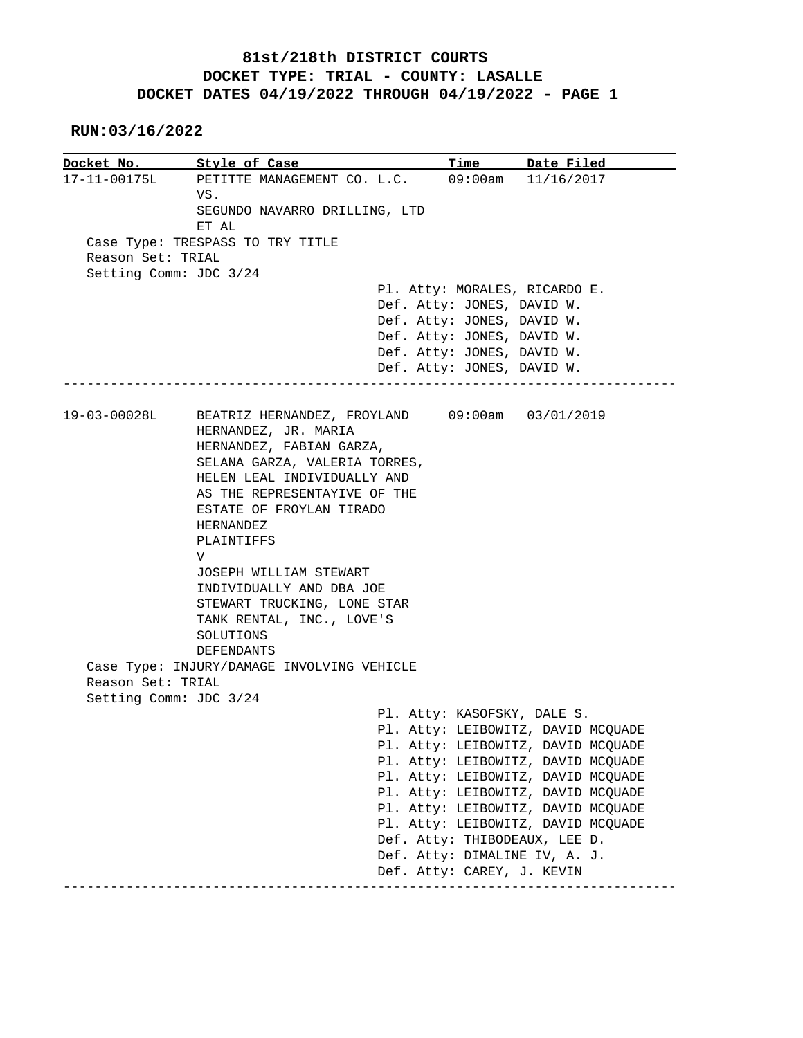# 81st/218th DISTRICT COURTS
## DOCKET TYPE: TRIAL - COUNTY: LASALLE
## DOCKET DATES 04/19/2022 THROUGH 04/19/2022 - PAGE 1

**RUN:03/16/2022**

| Docket No. | Style of Case | Time | Date Filed |
|---|---|---|---|
| 17-11-00175L | PETITTE MANAGEMENT CO. L.C. VS. SEGUNDO NAVARRO DRILLING, LTD ET AL | 09:00am | 11/16/2017 |

Case Type: TRESPASS TO TRY TITLE
Reason Set: TRIAL
Setting Comm: JDC 3/24

Pl. Atty: MORALES, RICARDO E.
Def. Atty: JONES, DAVID W.
Def. Atty: JONES, DAVID W.
Def. Atty: JONES, DAVID W.
Def. Atty: JONES, DAVID W.
Def. Atty: JONES, DAVID W.

---

| Docket No. | Style of Case | Time | Date Filed |
|---|---|---|---|
| 19-03-00028L | BEATRIZ HERNANDEZ, FROYLAND HERNANDEZ, JR. MARIA HERNANDEZ, FABIAN GARZA, SELANA GARZA, VALERIA TORRES, HELEN LEAL INDIVIDUALLY AND AS THE REPRESENTAYIVE OF THE ESTATE OF FROYLAN TIRADO HERNANDEZ PLAINTIFFS V JOSEPH WILLIAM STEWART INDIVIDUALLY AND DBA JOE STEWART TRUCKING, LONE STAR TANK RENTAL, INC., LOVE'S SOLUTIONS DEFENDANTS | 09:00am | 03/01/2019 |

Case Type: INJURY/DAMAGE INVOLVING VEHICLE
Reason Set: TRIAL
Setting Comm: JDC 3/24

Pl. Atty: KASOFSKY, DALE S.
Pl. Atty: LEIBOWITZ, DAVID MCQUADE
Pl. Atty: LEIBOWITZ, DAVID MCQUADE
Pl. Atty: LEIBOWITZ, DAVID MCQUADE
Pl. Atty: LEIBOWITZ, DAVID MCQUADE
Pl. Atty: LEIBOWITZ, DAVID MCQUADE
Pl. Atty: LEIBOWITZ, DAVID MCQUADE
Pl. Atty: LEIBOWITZ, DAVID MCQUADE
Def. Atty: THIBODEAUX, LEE D.
Def. Atty: DIMALINE IV, A. J.
Def. Atty: CAREY, J. KEVIN

---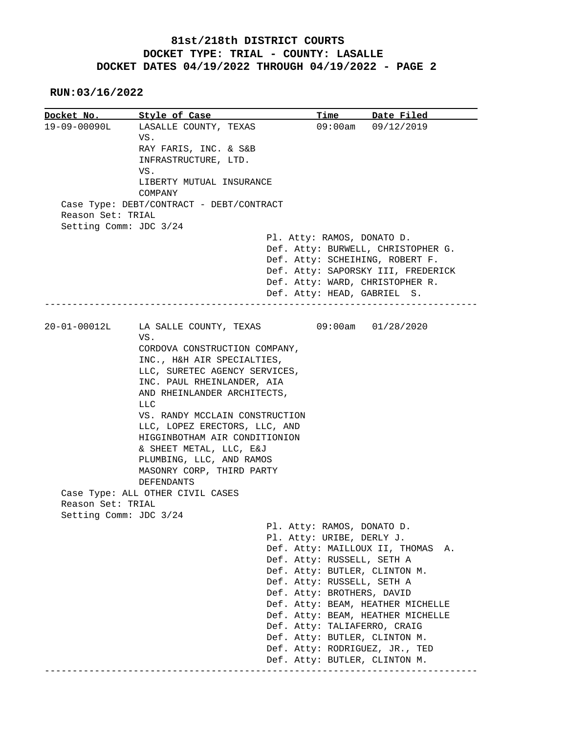# 81st/218th DISTRICT COURTS
## DOCKET TYPE: TRIAL - COUNTY: LASALLE
## DOCKET DATES 04/19/2022 THROUGH 04/19/2022 - PAGE 2

**RUN:03/16/2022**

| Docket No. | Style of Case | Time | Date Filed |
|---|---|---|---|
| 19-09-00090L | LASALLE COUNTY, TEXAS VS. RAY FARIS, INC. & S&B INFRASTRUCTURE, LTD. VS. LIBERTY MUTUAL INSURANCE COMPANY | 09:00am | 09/12/2019 |

Case Type: DEBT/CONTRACT - DEBT/CONTRACT
Reason Set: TRIAL
Setting Comm: JDC 3/24

Pl. Atty: RAMOS, DONATO D.
Def. Atty: BURWELL, CHRISTOPHER G.
Def. Atty: SCHEIHING, ROBERT F.
Def. Atty: SAPORSKY III, FREDERICK
Def. Atty: WARD, CHRISTOPHER R.
Def. Atty: HEAD, GABRIEL S.

---

| Docket No. | Style of Case | Time | Date Filed |
|---|---|---|---|
| 20-01-00012L | LA SALLE COUNTY, TEXAS VS. CORDOVA CONSTRUCTION COMPANY, INC., H&H AIR SPECIALTIES, LLC, SURETEC AGENCY SERVICES, INC. PAUL RHEINLANDER, AIA AND RHEINLANDER ARCHITECTS, LLC VS. RANDY MCCLAIN CONSTRUCTION LLC, LOPEZ ERECTORS, LLC, AND HIGGINBOTHAM AIR CONDITIONION & SHEET METAL, LLC, E&J PLUMBING, LLC, AND RAMOS MASONRY CORP, THIRD PARTY DEFENDANTS | 09:00am | 01/28/2020 |

Case Type: ALL OTHER CIVIL CASES
Reason Set: TRIAL
Setting Comm: JDC 3/24

Pl. Atty: RAMOS, DONATO D.
Pl. Atty: URIBE, DERLY J.
Def. Atty: MAILLOUX II, THOMAS A.
Def. Atty: RUSSELL, SETH A
Def. Atty: BUTLER, CLINTON M.
Def. Atty: RUSSELL, SETH A
Def. Atty: BROTHERS, DAVID
Def. Atty: BEAM, HEATHER MICHELLE
Def. Atty: BEAM, HEATHER MICHELLE
Def. Atty: TALIAFERRO, CRAIG
Def. Atty: BUTLER, CLINTON M.
Def. Atty: RODRIGUEZ, JR., TED
Def. Atty: BUTLER, CLINTON M.

---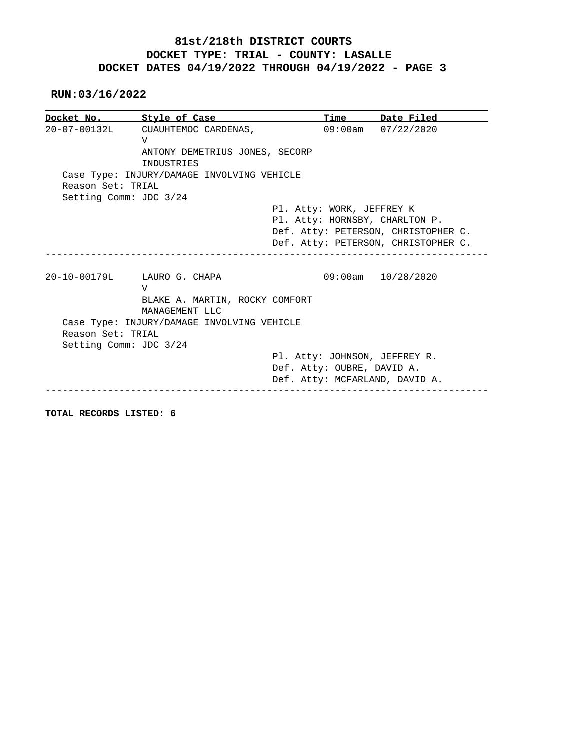**81st/218th DISTRICT COURTS**
**DOCKET TYPE: TRIAL - COUNTY: LASALLE**
**DOCKET DATES 04/19/2022 THROUGH 04/19/2022 - PAGE 3**

**RUN:03/16/2022**

| Docket No. | Style of Case | Time | Date Filed |
|---|---|---|---|
| 20-07-00132L | CUAUHTEMOC CARDENAS, V ANTONY DEMETRIUS JONES, SECORP INDUSTRIES | 09:00am | 07/22/2020 |

Case Type: INJURY/DAMAGE INVOLVING VEHICLE
Reason Set: TRIAL
Setting Comm: JDC 3/24

Pl. Atty: WORK, JEFFREY K
Pl. Atty: HORNSBY, CHARLTON P.
Def. Atty: PETERSON, CHRISTOPHER C.
Def. Atty: PETERSON, CHRISTOPHER C.

---

| Docket No. | Style of Case | Time | Date Filed |
|---|---|---|---|
| 20-10-00179L | LAURO G. CHAPA V BLAKE A. MARTIN, ROCKY COMFORT MANAGEMENT LLC | 09:00am | 10/28/2020 |

Case Type: INJURY/DAMAGE INVOLVING VEHICLE
Reason Set: TRIAL
Setting Comm: JDC 3/24

Pl. Atty: JOHNSON, JEFFREY R.
Def. Atty: OUBRE, DAVID A.
Def. Atty: MCFARLAND, DAVID A.

---

**TOTAL RECORDS LISTED: 6**